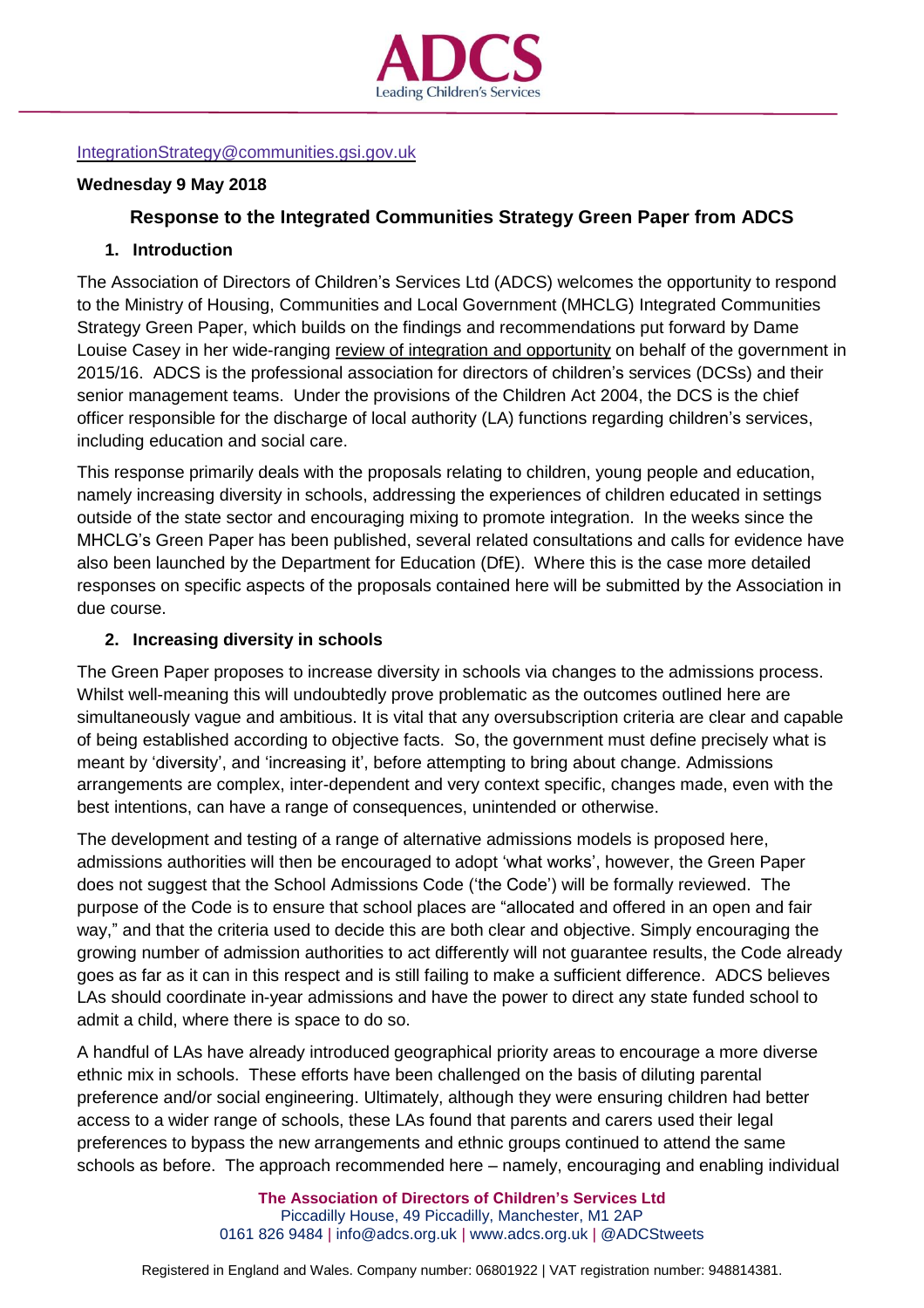IntegrationStrategy@communities.gsi.gov.uk

**Wednesday 9 May 2018**

## Response to the Integrated Communities Strategy Green Paper from ADCS

### 1. Introduction

The Association of Directors of Children's Services Ltd (ADCS) welcomes the opportunity to respond to the Ministry of Housing, Communities and Local Government (MHCLG) Integrated Communities Strategy Green Paper, which builds on the findings and recommendations put forward by Dame Louise Casey in her wide-ranging review of integration and opportunity on behalf of the government in 2015/16. ADCS is the professional association for directors of children's services (DCSs) and their senior management teams. Under the provisions of the Children Act 2004, the DCS is the chief officer responsible for the discharge of local authority (LA) functions regarding children's services, including education and social care.

This response primarily deals with the proposals relating to children, young people and education, namely increasing diversity in schools, addressing the experiences of children educated in settings outside of the state sector and encouraging mixing to promote integration. In the weeks since the MHCLG's Green Paper has been published, several related consultations and calls for evidence have also been launched by the Department for Education (DfE). Where this is the case more detailed responses on specific aspects of the proposals contained here will be submitted by the Association in due course.

### 2. Increasing diversity in schools

The Green Paper proposes to increase diversity in schools via changes to the admissions process. Whilst well-meaning this will undoubtedly prove problematic as the outcomes outlined here are simultaneously vague and ambitious. It is vital that any oversubscription criteria are clear and capable of being established according to objective facts. So, the government must define precisely what is meant by 'diversity', and 'increasing it', before attempting to bring about change. Admissions arrangements are complex, inter-dependent and very context specific, changes made, even with the best intentions, can have a range of consequences, unintended or otherwise.

The development and testing of a range of alternative admissions models is proposed here, admissions authorities will then be encouraged to adopt 'what works', however, the Green Paper does not suggest that the School Admissions Code ('the Code') will be formally reviewed. The purpose of the Code is to ensure that school places are "allocated and offered in an open and fair way," and that the criteria used to decide this are both clear and objective. Simply encouraging the growing number of admission authorities to act differently will not guarantee results, the Code already goes as far as it can in this respect and is still failing to make a sufficient difference. ADCS believes LAs should coordinate in-year admissions and have the power to direct any state funded school to admit a child, where there is space to do so.

A handful of LAs have already introduced geographical priority areas to encourage a more diverse ethnic mix in schools. These efforts have been challenged on the basis of diluting parental preference and/or social engineering. Ultimately, although they were ensuring children had better access to a wider range of schools, these LAs found that parents and carers used their legal preferences to bypass the new arrangements and ethnic groups continued to attend the same schools as before. The approach recommended here – namely, encouraging and enabling individual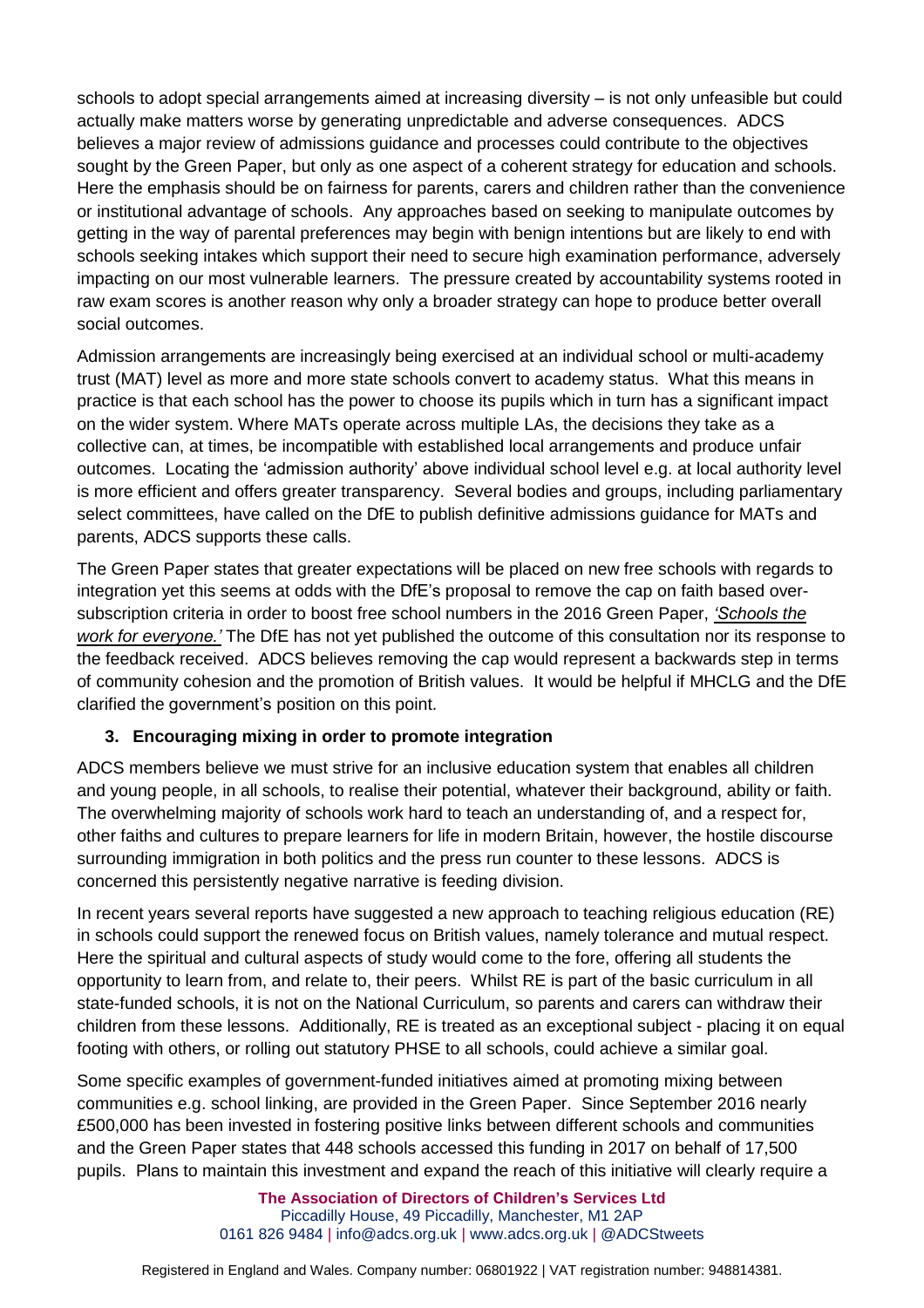schools to adopt special arrangements aimed at increasing diversity – is not only unfeasible but could actually make matters worse by generating unpredictable and adverse consequences. ADCS believes a major review of admissions guidance and processes could contribute to the objectives sought by the Green Paper, but only as one aspect of a coherent strategy for education and schools. Here the emphasis should be on fairness for parents, carers and children rather than the convenience or institutional advantage of schools. Any approaches based on seeking to manipulate outcomes by getting in the way of parental preferences may begin with benign intentions but are likely to end with schools seeking intakes which support their need to secure high examination performance, adversely impacting on our most vulnerable learners. The pressure created by accountability systems rooted in raw exam scores is another reason why only a broader strategy can hope to produce better overall social outcomes.

Admission arrangements are increasingly being exercised at an individual school or multi-academy trust (MAT) level as more and more state schools convert to academy status. What this means in practice is that each school has the power to choose its pupils which in turn has a significant impact on the wider system. Where MATs operate across multiple LAs, the decisions they take as a collective can, at times, be incompatible with established local arrangements and produce unfair outcomes. Locating the 'admission authority' above individual school level e.g. at local authority level is more efficient and offers greater transparency. Several bodies and groups, including parliamentary select committees, have called on the DfE to publish definitive admissions guidance for MATs and parents, ADCS supports these calls.

The Green Paper states that greater expectations will be placed on new free schools with regards to integration yet this seems at odds with the DfE's proposal to remove the cap on faith based over-subscription criteria in order to boost free school numbers in the 2016 Green Paper, *'Schools the work for everyone.'* The DfE has not yet published the outcome of this consultation nor its response to the feedback received. ADCS believes removing the cap would represent a backwards step in terms of community cohesion and the promotion of British values. It would be helpful if MHCLG and the DfE clarified the government's position on this point.

## 3. Encouraging mixing in order to promote integration

ADCS members believe we must strive for an inclusive education system that enables all children and young people, in all schools, to realise their potential, whatever their background, ability or faith. The overwhelming majority of schools work hard to teach an understanding of, and a respect for, other faiths and cultures to prepare learners for life in modern Britain, however, the hostile discourse surrounding immigration in both politics and the press run counter to these lessons. ADCS is concerned this persistently negative narrative is feeding division.

In recent years several reports have suggested a new approach to teaching religious education (RE) in schools could support the renewed focus on British values, namely tolerance and mutual respect. Here the spiritual and cultural aspects of study would come to the fore, offering all students the opportunity to learn from, and relate to, their peers. Whilst RE is part of the basic curriculum in all state-funded schools, it is not on the National Curriculum, so parents and carers can withdraw their children from these lessons. Additionally, RE is treated as an exceptional subject - placing it on equal footing with others, or rolling out statutory PHSE to all schools, could achieve a similar goal.

Some specific examples of government-funded initiatives aimed at promoting mixing between communities e.g. school linking, are provided in the Green Paper. Since September 2016 nearly £500,000 has been invested in fostering positive links between different schools and communities and the Green Paper states that 448 schools accessed this funding in 2017 on behalf of 17,500 pupils. Plans to maintain this investment and expand the reach of this initiative will clearly require a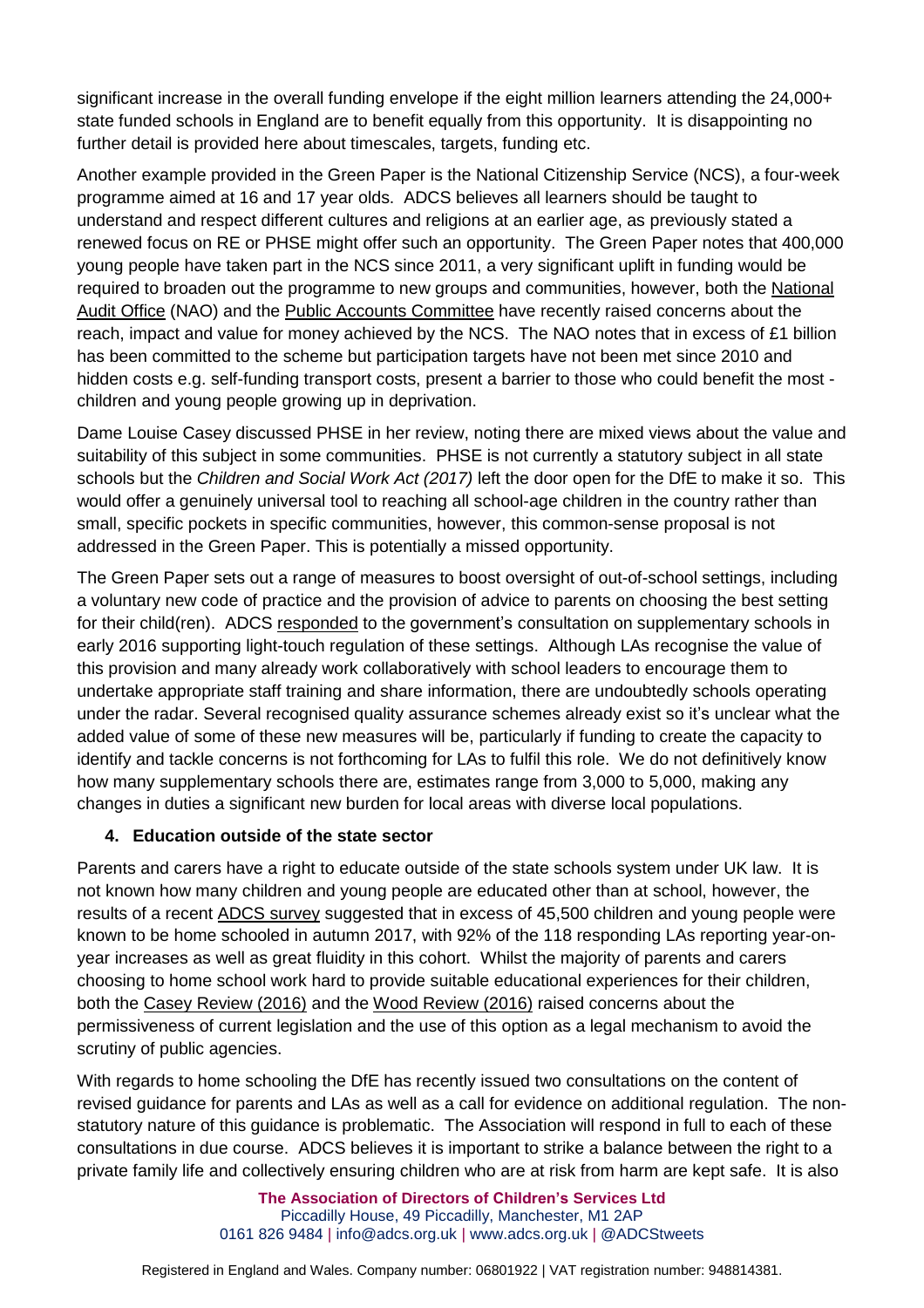significant increase in the overall funding envelope if the eight million learners attending the 24,000+ state funded schools in England are to benefit equally from this opportunity. It is disappointing no further detail is provided here about timescales, targets, funding etc.

Another example provided in the Green Paper is the National Citizenship Service (NCS), a four-week programme aimed at 16 and 17 year olds. ADCS believes all learners should be taught to understand and respect different cultures and religions at an earlier age, as previously stated a renewed focus on RE or PHSE might offer such an opportunity. The Green Paper notes that 400,000 young people have taken part in the NCS since 2011, a very significant uplift in funding would be required to broaden out the programme to new groups and communities, however, both the National Audit Office (NAO) and the Public Accounts Committee have recently raised concerns about the reach, impact and value for money achieved by the NCS. The NAO notes that in excess of £1 billion has been committed to the scheme but participation targets have not been met since 2010 and hidden costs e.g. self-funding transport costs, present a barrier to those who could benefit the most - children and young people growing up in deprivation.

Dame Louise Casey discussed PHSE in her review, noting there are mixed views about the value and suitability of this subject in some communities. PHSE is not currently a statutory subject in all state schools but the *Children and Social Work Act (2017)* left the door open for the DfE to make it so. This would offer a genuinely universal tool to reaching all school-age children in the country rather than small, specific pockets in specific communities, however, this common-sense proposal is not addressed in the Green Paper. This is potentially a missed opportunity.

The Green Paper sets out a range of measures to boost oversight of out-of-school settings, including a voluntary new code of practice and the provision of advice to parents on choosing the best setting for their child(ren). ADCS responded to the government's consultation on supplementary schools in early 2016 supporting light-touch regulation of these settings. Although LAs recognise the value of this provision and many already work collaboratively with school leaders to encourage them to undertake appropriate staff training and share information, there are undoubtedly schools operating under the radar. Several recognised quality assurance schemes already exist so it's unclear what the added value of some of these new measures will be, particularly if funding to create the capacity to identify and tackle concerns is not forthcoming for LAs to fulfil this role. We do not definitively know how many supplementary schools there are, estimates range from 3,000 to 5,000, making any changes in duties a significant new burden for local areas with diverse local populations.

## 4. Education outside of the state sector

Parents and carers have a right to educate outside of the state schools system under UK law. It is not known how many children and young people are educated other than at school, however, the results of a recent ADCS survey suggested that in excess of 45,500 children and young people were known to be home schooled in autumn 2017, with 92% of the 118 responding LAs reporting year-on-year increases as well as great fluidity in this cohort. Whilst the majority of parents and carers choosing to home school work hard to provide suitable educational experiences for their children, both the Casey Review (2016) and the Wood Review (2016) raised concerns about the permissiveness of current legislation and the use of this option as a legal mechanism to avoid the scrutiny of public agencies.

With regards to home schooling the DfE has recently issued two consultations on the content of revised guidance for parents and LAs as well as a call for evidence on additional regulation. The non-statutory nature of this guidance is problematic. The Association will respond in full to each of these consultations in due course. ADCS believes it is important to strike a balance between the right to a private family life and collectively ensuring children who are at risk from harm are kept safe. It is also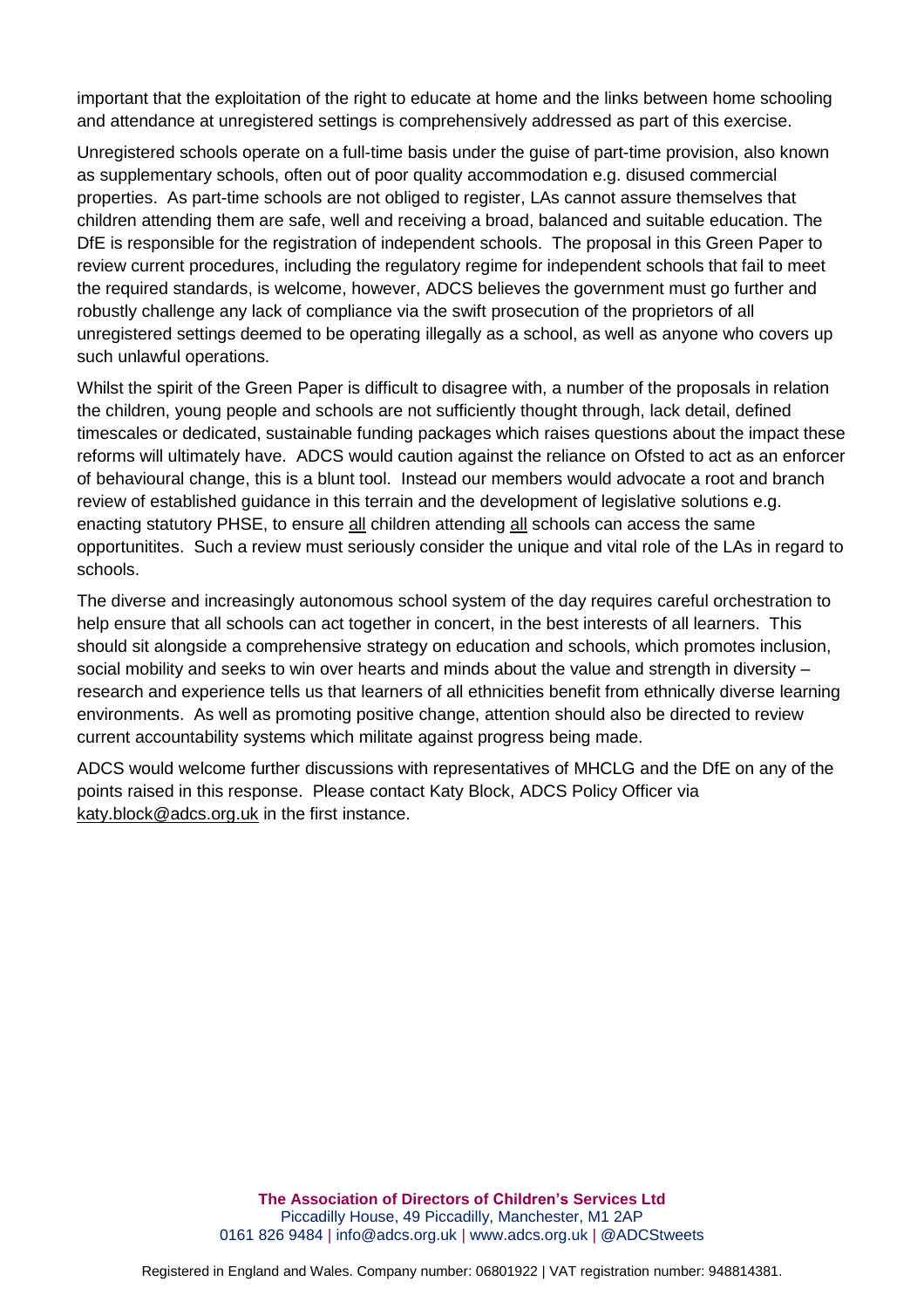important that the exploitation of the right to educate at home and the links between home schooling and attendance at unregistered settings is comprehensively addressed as part of this exercise.

Unregistered schools operate on a full-time basis under the guise of part-time provision, also known as supplementary schools, often out of poor quality accommodation e.g. disused commercial properties. As part-time schools are not obliged to register, LAs cannot assure themselves that children attending them are safe, well and receiving a broad, balanced and suitable education. The DfE is responsible for the registration of independent schools. The proposal in this Green Paper to review current procedures, including the regulatory regime for independent schools that fail to meet the required standards, is welcome, however, ADCS believes the government must go further and robustly challenge any lack of compliance via the swift prosecution of the proprietors of all unregistered settings deemed to be operating illegally as a school, as well as anyone who covers up such unlawful operations.

Whilst the spirit of the Green Paper is difficult to disagree with, a number of the proposals in relation the children, young people and schools are not sufficiently thought through, lack detail, defined timescales or dedicated, sustainable funding packages which raises questions about the impact these reforms will ultimately have. ADCS would caution against the reliance on Ofsted to act as an enforcer of behavioural change, this is a blunt tool. Instead our members would advocate a root and branch review of established guidance in this terrain and the development of legislative solutions e.g. enacting statutory PHSE, to ensure all children attending all schools can access the same opportunitites. Such a review must seriously consider the unique and vital role of the LAs in regard to schools.

The diverse and increasingly autonomous school system of the day requires careful orchestration to help ensure that all schools can act together in concert, in the best interests of all learners. This should sit alongside a comprehensive strategy on education and schools, which promotes inclusion, social mobility and seeks to win over hearts and minds about the value and strength in diversity – research and experience tells us that learners of all ethnicities benefit from ethnically diverse learning environments. As well as promoting positive change, attention should also be directed to review current accountability systems which militate against progress being made.

ADCS would welcome further discussions with representatives of MHCLG and the DfE on any of the points raised in this response. Please contact Katy Block, ADCS Policy Officer via katy.block@adcs.org.uk in the first instance.

**The Association of Directors of Children's Services Ltd**
Piccadilly House, 49 Piccadilly, Manchester, M1 2AP
0161 826 9484 | info@adcs.org.uk | www.adcs.org.uk | @ADCStweets

Registered in England and Wales. Company number: 06801922 | VAT registration number: 948814381.